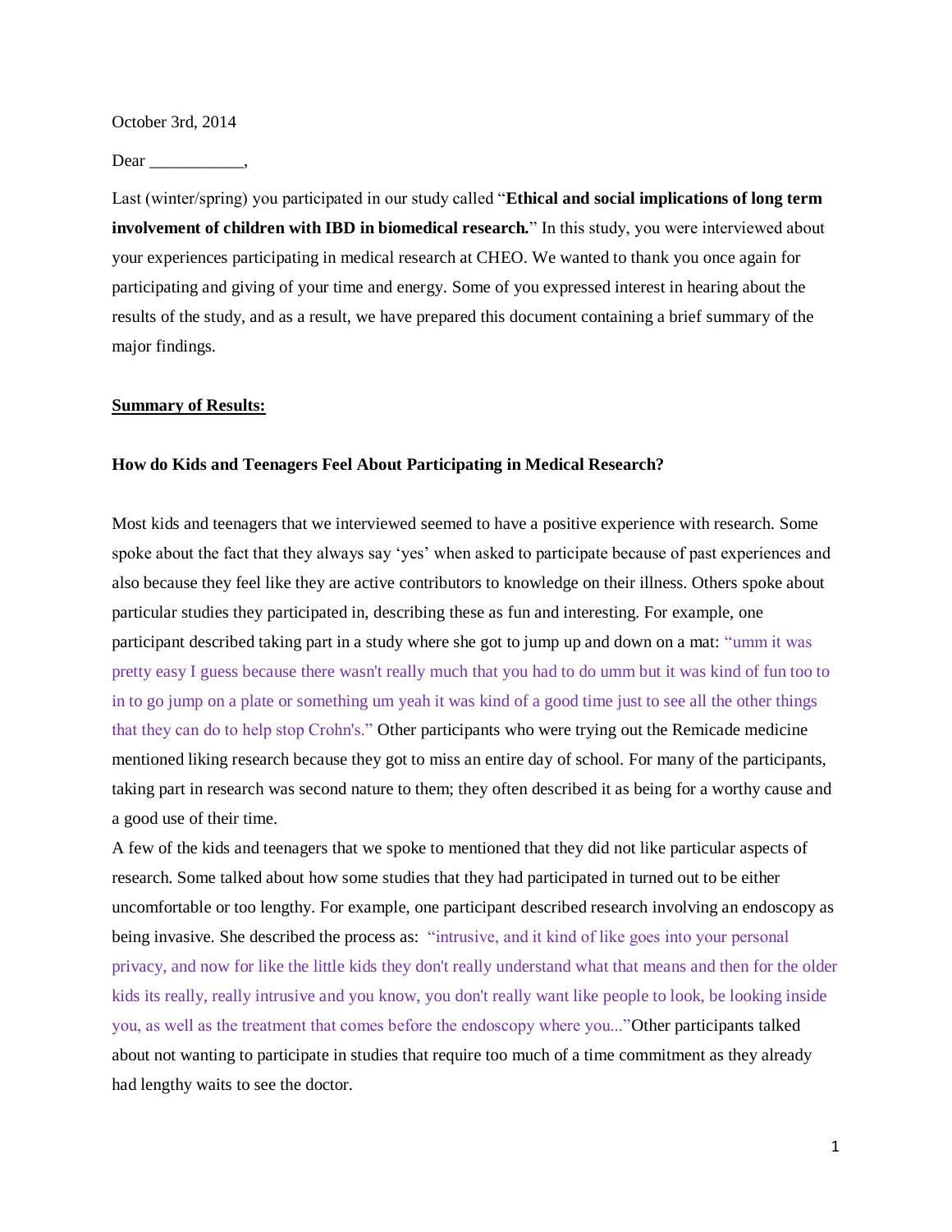October 3rd, 2014

Dear ___________,

Last (winter/spring) you participated in our study called "**Ethical and social implications of long term involvement of children with IBD in biomedical research.**" In this study, you were interviewed about your experiences participating in medical research at CHEO. We wanted to thank you once again for participating and giving of your time and energy. Some of you expressed interest in hearing about the results of the study, and as a result, we have prepared this document containing a brief summary of the major findings.

**Summary of Results:**

### How do Kids and Teenagers Feel About Participating in Medical Research?

Most kids and teenagers that we interviewed seemed to have a positive experience with research. Some spoke about the fact that they always say 'yes' when asked to participate because of past experiences and also because they feel like they are active contributors to knowledge on their illness. Others spoke about particular studies they participated in, describing these as fun and interesting. For example, one participant described taking part in a study where she got to jump up and down on a mat: "umm it was pretty easy I guess because there wasn't really much that you had to do umm but it was kind of fun too to in to go jump on a plate or something um yeah it was kind of a good time just to see all the other things that they can do to help stop Crohn's." Other participants who were trying out the Remicade medicine mentioned liking research because they got to miss an entire day of school. For many of the participants, taking part in research was second nature to them; they often described it as being for a worthy cause and a good use of their time.

A few of the kids and teenagers that we spoke to mentioned that they did not like particular aspects of research. Some talked about how some studies that they had participated in turned out to be either uncomfortable or too lengthy. For example, one participant described research involving an endoscopy as being invasive. She described the process as: "intrusive, and it kind of like goes into your personal privacy, and now for like the little kids they don't really understand what that means and then for the older kids its really, really intrusive and you know, you don't really want like people to look, be looking inside you, as well as the treatment that comes before the endoscopy where you..."Other participants talked about not wanting to participate in studies that require too much of a time commitment as they already had lengthy waits to see the doctor.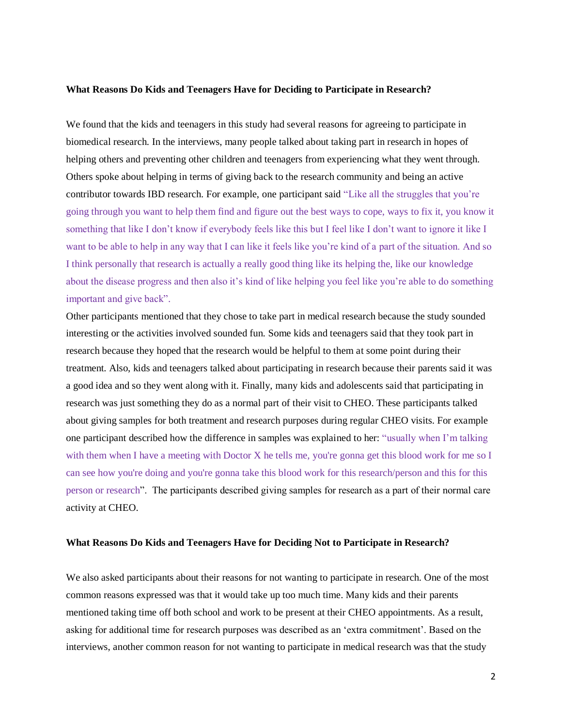**What Reasons Do Kids and Teenagers Have for Deciding to Participate in Research?**

We found that the kids and teenagers in this study had several reasons for agreeing to participate in biomedical research. In the interviews, many people talked about taking part in research in hopes of helping others and preventing other children and teenagers from experiencing what they went through. Others spoke about helping in terms of giving back to the research community and being an active contributor towards IBD research. For example, one participant said "Like all the struggles that you're going through you want to help them find and figure out the best ways to cope, ways to fix it, you know it something that like I don't know if everybody feels like this but I feel like I don't want to ignore it like I want to be able to help in any way that I can like it feels like you're kind of a part of the situation. And so I think personally that research is actually a really good thing like its helping the, like our knowledge about the disease progress and then also it's kind of like helping you feel like you're able to do something important and give back".

Other participants mentioned that they chose to take part in medical research because the study sounded interesting or the activities involved sounded fun. Some kids and teenagers said that they took part in research because they hoped that the research would be helpful to them at some point during their treatment. Also, kids and teenagers talked about participating in research because their parents said it was a good idea and so they went along with it. Finally, many kids and adolescents said that participating in research was just something they do as a normal part of their visit to CHEO. These participants talked about giving samples for both treatment and research purposes during regular CHEO visits. For example one participant described how the difference in samples was explained to her: "usually when I'm talking with them when I have a meeting with Doctor X he tells me, you're gonna get this blood work for me so I can see how you're doing and you're gonna take this blood work for this research/person and this for this person or research". The participants described giving samples for research as a part of their normal care activity at CHEO.

**What Reasons Do Kids and Teenagers Have for Deciding Not to Participate in Research?**

We also asked participants about their reasons for not wanting to participate in research. One of the most common reasons expressed was that it would take up too much time. Many kids and their parents mentioned taking time off both school and work to be present at their CHEO appointments. As a result, asking for additional time for research purposes was described as an 'extra commitment'. Based on the interviews, another common reason for not wanting to participate in medical research was that the study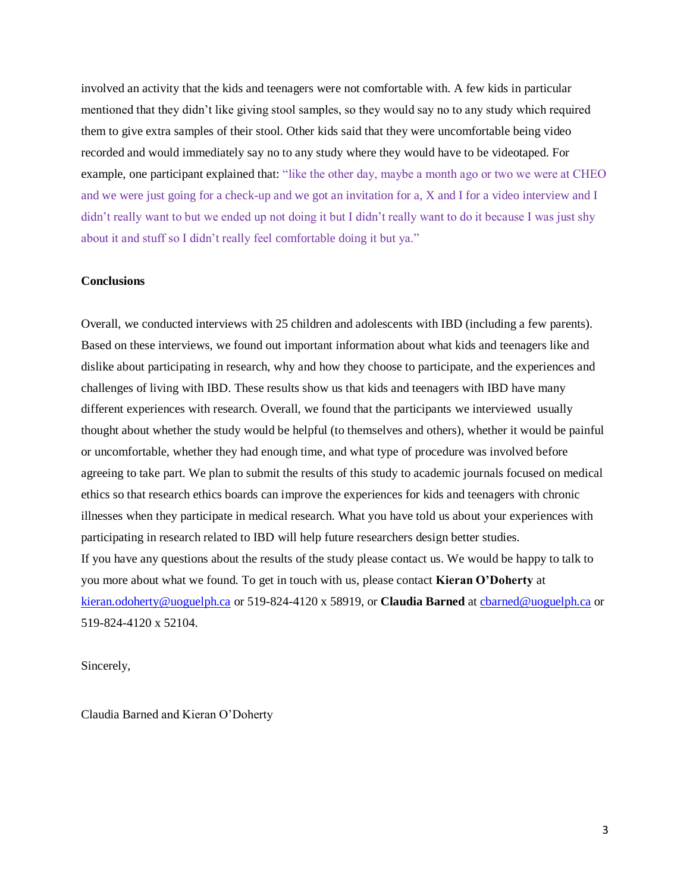involved an activity that the kids and teenagers were not comfortable with. A few kids in particular mentioned that they didn't like giving stool samples, so they would say no to any study which required them to give extra samples of their stool. Other kids said that they were uncomfortable being video recorded and would immediately say no to any study where they would have to be videotaped. For example, one participant explained that: "like the other day, maybe a month ago or two we were at CHEO and we were just going for a check-up and we got an invitation for a, X and I for a video interview and I didn't really want to but we ended up not doing it but I didn't really want to do it because I was just shy about it and stuff so I didn't really feel comfortable doing it but ya."

**Conclusions**

Overall, we conducted interviews with 25 children and adolescents with IBD (including a few parents). Based on these interviews, we found out important information about what kids and teenagers like and dislike about participating in research, why and how they choose to participate, and the experiences and challenges of living with IBD. These results show us that kids and teenagers with IBD have many different experiences with research. Overall, we found that the participants we interviewed usually thought about whether the study would be helpful (to themselves and others), whether it would be painful or uncomfortable, whether they had enough time, and what type of procedure was involved before agreeing to take part. We plan to submit the results of this study to academic journals focused on medical ethics so that research ethics boards can improve the experiences for kids and teenagers with chronic illnesses when they participate in medical research. What you have told us about your experiences with participating in research related to IBD will help future researchers design better studies.
If you have any questions about the results of the study please contact us. We would be happy to talk to you more about what we found. To get in touch with us, please contact **Kieran O'Doherty** at kieran.odoherty@uoguelph.ca or 519-824-4120 x 58919, or **Claudia Barned** at cbarned@uoguelph.ca or 519-824-4120 x 52104.

Sincerely,

Claudia Barned and Kieran O'Doherty